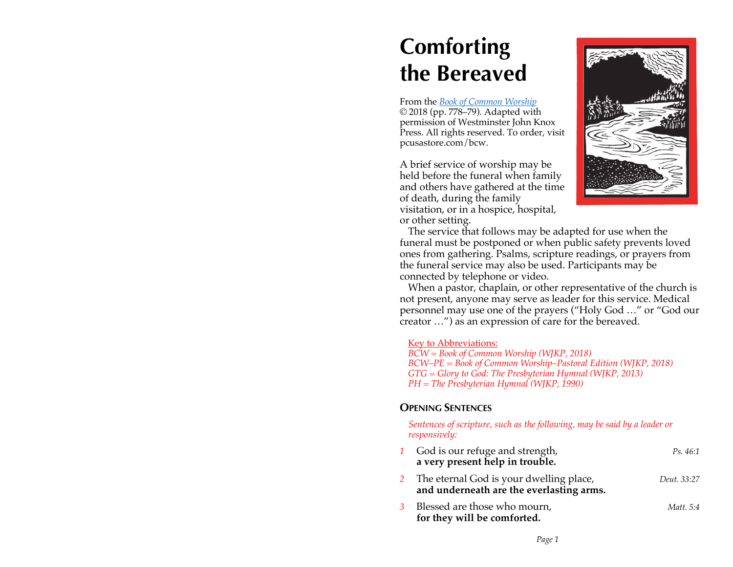# Comforting the Bereaved

From the *Book of Common Worship* © 2018 (pp. 778–79). Adapted with permission of Westminster John Knox Press. All rights reserved. To order, visit pcusastore.com/bcw.

A brief service of worship may be held before the funeral when family and others have gathered at the time of death, during the family visitation, or in a hospice, hospital, or other setting.

The service that follows may be adapted for use when the funeral must be postponed or when public safety prevents loved ones from gathering. Psalms, scripture readings, or prayers from the funeral service may also be used. Participants may be connected by telephone or video.

When a pastor, chaplain, or other representative of the church is not present, anyone may serve as leader for this service. Medical personnel may use one of the prayers ("Holy God …" or "God our creator …") as an expression of care for the bereaved.

Key to Abbreviations:
*BCW = Book of Common Worship (WJKP, 2018)*
*BCW–PE = Book of Common Worship–Pastoral Edition (WJKP, 2018)*
*GTG = Glory to God: The Presbyterian Hymnal (WJKP, 2013)*
*PH = The Presbyterian Hymnal (WJKP, 1990)*

## Opening Sentences

*Sentences of scripture, such as the following, may be said by a leader or responsively:*

1 God is our refuge and strength,
**a very present help in trouble.** *Ps. 46:1*

2 The eternal God is your dwelling place,
**and underneath are the everlasting arms.** *Deut. 33:27*

3 Blessed are those who mourn,
**for they will be comforted.** *Matt. 5:4*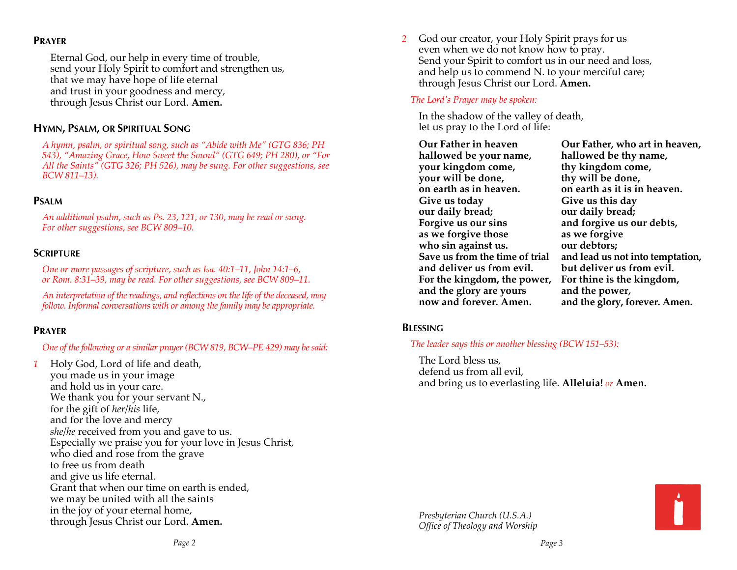## Prayer

Eternal God, our help in every time of trouble,
send your Holy Spirit to comfort and strengthen us,
that we may have hope of life eternal
and trust in your goodness and mercy,
through Jesus Christ our Lord. **Amen.**

## Hymn, Psalm, or Spiritual Song

*A hymn, psalm, or spiritual song, such as "Abide with Me" (GTG 836; PH 543), "Amazing Grace, How Sweet the Sound" (GTG 649; PH 280), or "For All the Saints" (GTG 326; PH 526), may be sung. For other suggestions, see BCW 811–13).*

## Psalm

*An additional psalm, such as Ps. 23, 121, or 130, may be read or sung. For other suggestions, see BCW 809–10.*

## Scripture

*One or more passages of scripture, such as Isa. 40:1–11, John 14:1–6, or Rom. 8:31–39, may be read. For other suggestions, see BCW 809–11.*

*An interpretation of the readings, and reflections on the life of the deceased, may follow. Informal conversations with or among the family may be appropriate.*

## Prayer

*One of the following or a similar prayer (BCW 819, BCW–PE 429) may be said:*

*1* Holy God, Lord of life and death,
you made us in your image
and hold us in your care.
We thank you for your servant N.,
for the gift of *her/his* life,
and for the love and mercy
*she/he* received from you and gave to us.
Especially we praise you for your love in Jesus Christ,
who died and rose from the grave
to free us from death
and give us life eternal.
Grant that when our time on earth is ended,
we may be united with all the saints
in the joy of your eternal home,
through Jesus Christ our Lord. **Amen.**

*2* God our creator, your Holy Spirit prays for us
even when we do not know how to pray.
Send your Spirit to comfort us in our need and loss,
and help us to commend N. to your merciful care;
through Jesus Christ our Lord. **Amen.**

*The Lord's Prayer may be spoken:*

In the shadow of the valley of death,
let us pray to the Lord of life:

**Our Father in heaven
hallowed be your name,
your kingdom come,
your will be done,
on earth as in heaven.
Give us today
our daily bread;
Forgive us our sins
as we forgive those
who sin against us.
Save us from the time of trial
and deliver us from evil.
For the kingdom, the power,
and the glory are yours
now and forever. Amen.**

**Our Father, who art in heaven,
hallowed be thy name,
thy kingdom come,
thy will be done,
on earth as it is in heaven.
Give us this day
our daily bread;
and forgive us our debts,
as we forgive
our debtors;
and lead us not into temptation,
but deliver us from evil.
For thine is the kingdom,
and the power,
and the glory, forever. Amen.**

## Blessing

*The leader says this or another blessing (BCW 151–53):*

The Lord bless us,
defend us from all evil,
and bring us to everlasting life. **Alleluia!** *or* **Amen.**

*Presbyterian Church (U.S.A.)
Office of Theology and Worship*